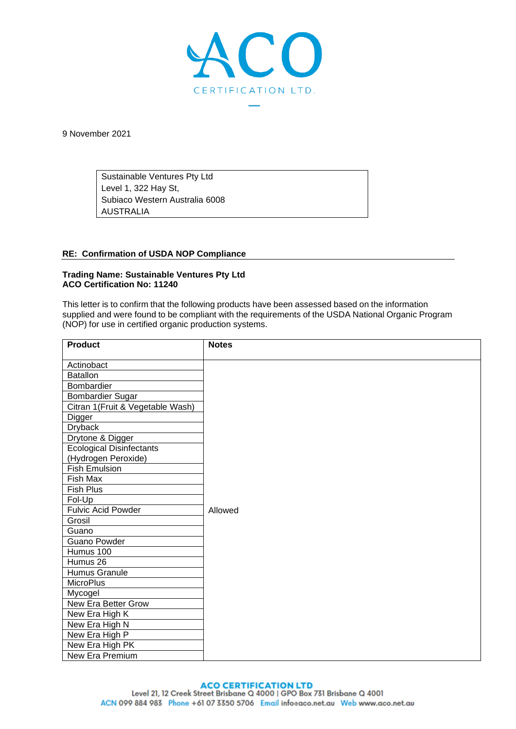ACO CERTIFICATION LTD.

9 November 2021

Sustainable Ventures Pty Ltd
Level 1, 322 Hay St,
Subiaco Western Australia 6008
AUSTRALIA

**RE: Confirmation of USDA NOP Compliance**

**Trading Name: Sustainable Ventures Pty Ltd**
**ACO Certification No: 11240**

This letter is to confirm that the following products have been assessed based on the information supplied and were found to be compliant with the requirements of the USDA National Organic Program (NOP) for use in certified organic production systems.

| Product | Notes |
|---|---|
| Actinobact | Allowed |
| Batallon | |
| Bombardier | |
| Bombardier Sugar | |
| Citran 1(Fruit & Vegetable Wash) | |
| Digger | |
| Dryback | |
| Drytone & Digger | |
| Ecological Disinfectants (Hydrogen Peroxide) | |
| Fish Emulsion | |
| Fish Max | |
| Fish Plus | |
| Fol-Up | |
| Fulvic Acid Powder | |
| Grosil | |
| Guano | |
| Guano Powder | |
| Humus 100 | |
| Humus 26 | |
| Humus Granule | |
| MicroPlus | |
| Mycogel | |
| New Era Better Grow | |
| New Era High K | |
| New Era High N | |
| New Era High P | |
| New Era High PK | |
| New Era Premium | |

**ACO CERTIFICATION LTD**
Level 21, 12 Creek Street Brisbane Q 4000 | GPO Box 731 Brisbane Q 4001
ACN 099 884 983 Phone +61 07 3350 5706 Email info@aco.net.au Web www.aco.net.au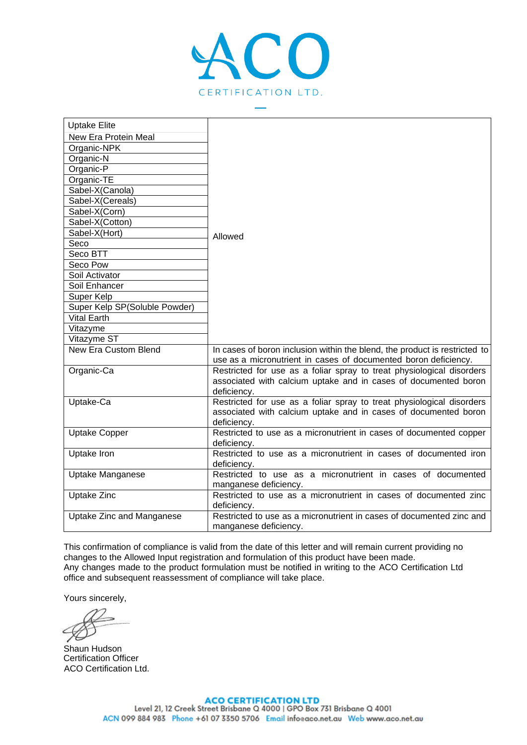| | |
|---|---|
| Uptake Elite | Allowed |
| New Era Protein Meal | Allowed |
| Organic-NPK | Allowed |
| Organic-N | Allowed |
| Organic-P | Allowed |
| Organic-TE | Allowed |
| Sabel-X(Canola) | Allowed |
| Sabel-X(Cereals) | Allowed |
| Sabel-X(Corn) | Allowed |
| Sabel-X(Cotton) | Allowed |
| Sabel-X(Hort) | Allowed |
| Seco | Allowed |
| Seco BTT | Allowed |
| Seco Pow | Allowed |
| Soil Activator | Allowed |
| Soil Enhancer | Allowed |
| Super Kelp | Allowed |
| Super Kelp SP(Soluble Powder) | Allowed |
| Vital Earth | Allowed |
| Vitazyme | Allowed |
| Vitazyme ST | Allowed |
| New Era Custom Blend | In cases of boron inclusion within the blend, the product is restricted to use as a micronutrient in cases of documented boron deficiency. |
| Organic-Ca | Restricted for use as a foliar spray to treat physiological disorders associated with calcium uptake and in cases of documented boron deficiency. |
| Uptake-Ca | Restricted for use as a foliar spray to treat physiological disorders associated with calcium uptake and in cases of documented boron deficiency. |
| Uptake Copper | Restricted to use as a micronutrient in cases of documented copper deficiency. |
| Uptake Iron | Restricted to use as a micronutrient in cases of documented iron deficiency. |
| Uptake Manganese | Restricted to use as a micronutrient in cases of documented manganese deficiency. |
| Uptake Zinc | Restricted to use as a micronutrient in cases of documented zinc deficiency. |
| Uptake Zinc and Manganese | Restricted to use as a micronutrient in cases of documented zinc and manganese deficiency. |

This confirmation of compliance is valid from the date of this letter and will remain current providing no changes to the Allowed Input registration and formulation of this product have been made.
Any changes made to the product formulation must be notified in writing to the ACO Certification Ltd office and subsequent reassessment of compliance will take place.

Yours sincerely,

Shaun Hudson
Certification Officer
ACO Certification Ltd.

**ACO CERTIFICATION LTD**
Level 21, 12 Creek Street Brisbane Q 4000 | GPO Box 731 Brisbane Q 4001
ACN 099 884 983 Phone +61 07 3350 5706 Email info@aco.net.au Web www.aco.net.au